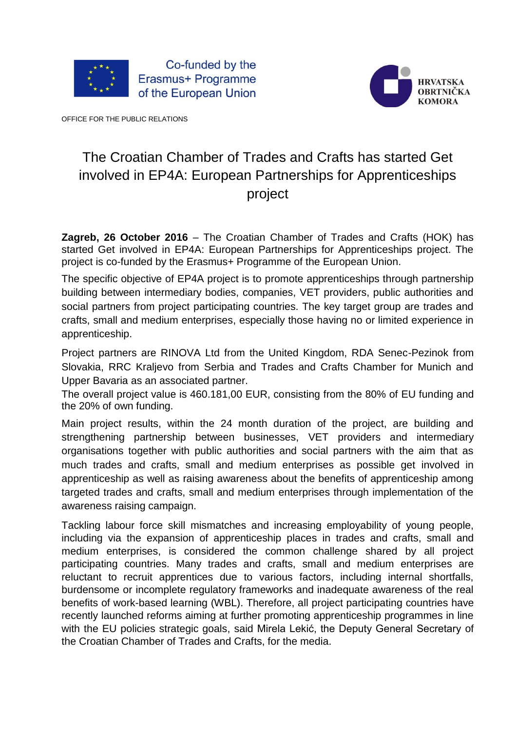Co-funded by the Erasmus+ Programme of the European Union

HRVATSKA OBRTNIČKA KOMORA

OFFICE FOR THE PUBLIC RELATIONS

# The Croatian Chamber of Trades and Crafts has started Get involved in EP4A: European Partnerships for Apprenticeships project

**Zagreb, 26 October 2016** – The Croatian Chamber of Trades and Crafts (HOK) has started Get involved in EP4A: European Partnerships for Apprenticeships project. The project is co-funded by the Erasmus+ Programme of the European Union.

The specific objective of EP4A project is to promote apprenticeships through partnership building between intermediary bodies, companies, VET providers, public authorities and social partners from project participating countries. The key target group are trades and crafts, small and medium enterprises, especially those having no or limited experience in apprenticeship.

Project partners are RINOVA Ltd from the United Kingdom, RDA Senec-Pezinok from Slovakia, RRC Kraljevo from Serbia and Trades and Crafts Chamber for Munich and Upper Bavaria as an associated partner.

The overall project value is 460.181,00 EUR, consisting from the 80% of EU funding and the 20% of own funding.

Main project results, within the 24 month duration of the project, are building and strengthening partnership between businesses, VET providers and intermediary organisations together with public authorities and social partners with the aim that as much trades and crafts, small and medium enterprises as possible get involved in apprenticeship as well as raising awareness about the benefits of apprenticeship among targeted trades and crafts, small and medium enterprises through implementation of the awareness raising campaign.

Tackling labour force skill mismatches and increasing employability of young people, including via the expansion of apprenticeship places in trades and crafts, small and medium enterprises, is considered the common challenge shared by all project participating countries. Many trades and crafts, small and medium enterprises are reluctant to recruit apprentices due to various factors, including internal shortfalls, burdensome or incomplete regulatory frameworks and inadequate awareness of the real benefits of work-based learning (WBL). Therefore, all project participating countries have recently launched reforms aiming at further promoting apprenticeship programmes in line with the EU policies strategic goals, said Mirela Lekić, the Deputy General Secretary of the Croatian Chamber of Trades and Crafts, for the media.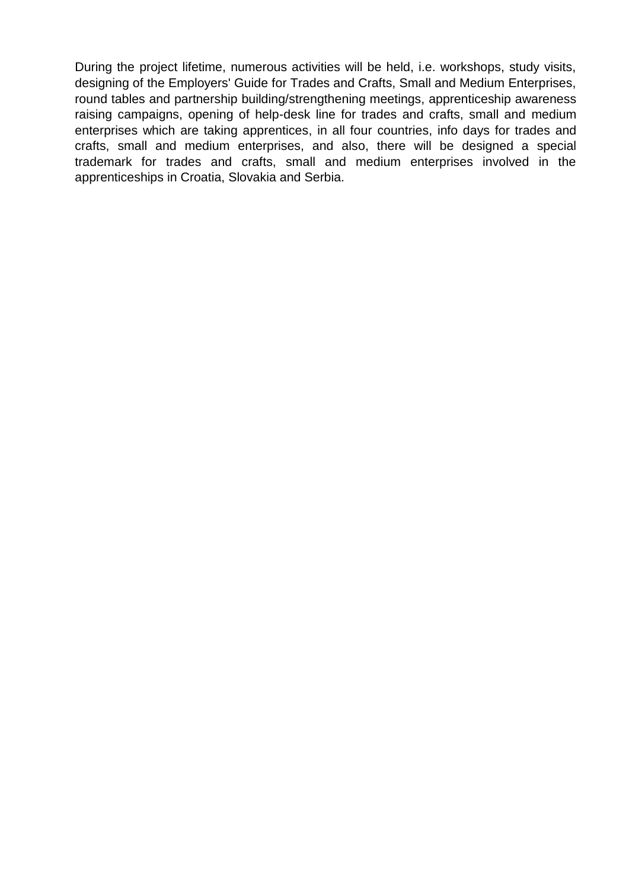During the project lifetime, numerous activities will be held, i.e. workshops, study visits, designing of the Employers' Guide for Trades and Crafts, Small and Medium Enterprises, round tables and partnership building/strengthening meetings, apprenticeship awareness raising campaigns, opening of help-desk line for trades and crafts, small and medium enterprises which are taking apprentices, in all four countries, info days for trades and crafts, small and medium enterprises, and also, there will be designed a special trademark for trades and crafts, small and medium enterprises involved in the apprenticeships in Croatia, Slovakia and Serbia.